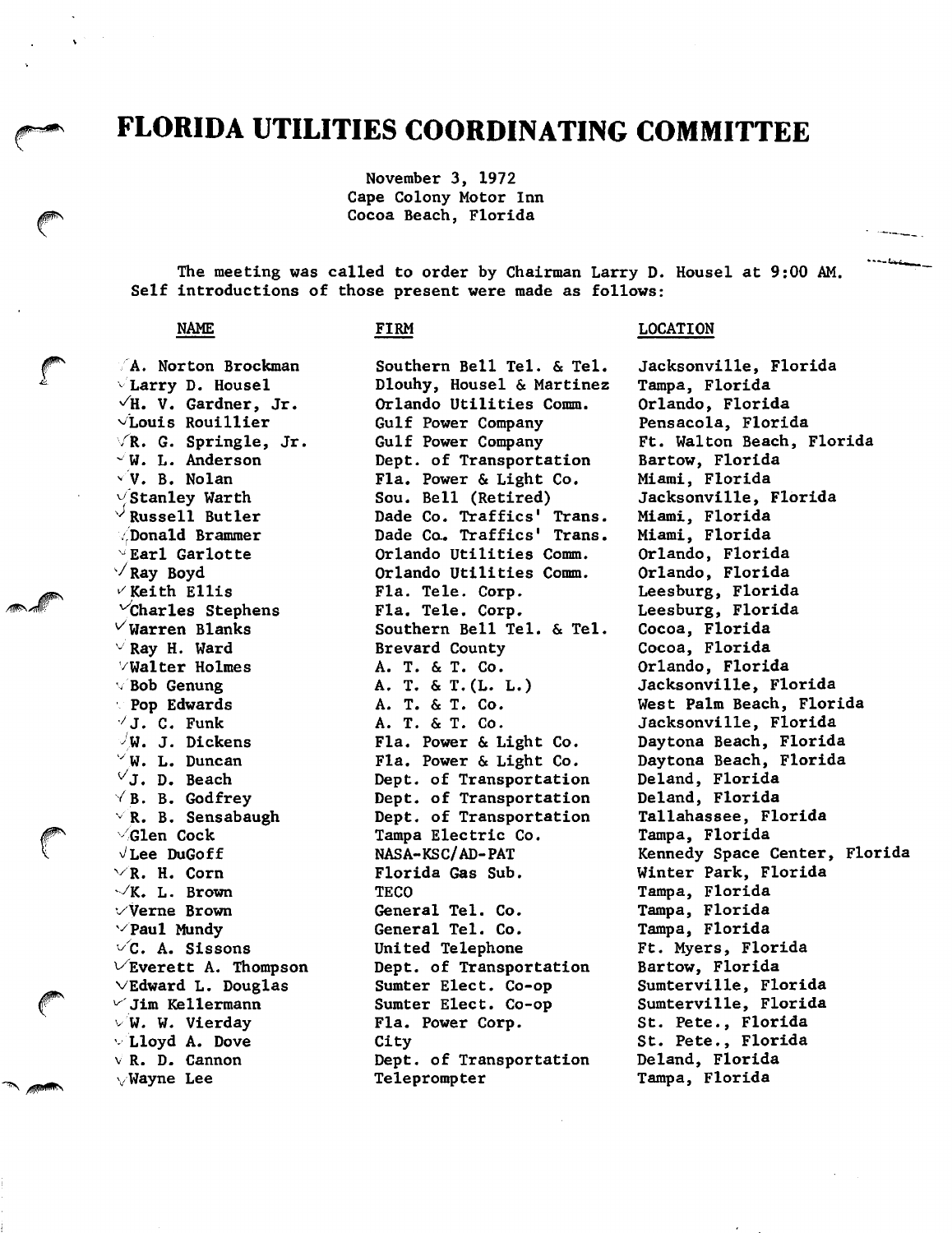# FLORIDA UTILITIES COORDINATING COMMITTEE

November 3, 1972
Cape Colony Motor Inn
Cocoa Beach, Florida

The meeting was called to order by Chairman Larry D. Housel at 9:00 AM. Self introductions of those present were made as follows:

| NAME | FIRM | LOCATION |
|---|---|---|
| A. Norton Brockman | Southern Bell Tel. & Tel. | Jacksonville, Florida |
| Larry D. Housel | Dlouhy, Housel & Martinez | Tampa, Florida |
| H. V. Gardner, Jr. | Orlando Utilities Comm. | Orlando, Florida |
| Louis Rouillier | Gulf Power Company | Pensacola, Florida |
| R. G. Springle, Jr. | Gulf Power Company | Ft. Walton Beach, Florida |
| W. L. Anderson | Dept. of Transportation | Bartow, Florida |
| V. B. Nolan | Fla. Power & Light Co. | Miami, Florida |
| Stanley Warth | Sou. Bell (Retired) | Jacksonville, Florida |
| Russell Butler | Dade Co. Traffics' Trans. | Miami, Florida |
| Donald Brammer | Dade Co. Traffics' Trans. | Miami, Florida |
| Earl Garlotte | Orlando Utilities Comm. | Orlando, Florida |
| Ray Boyd | Orlando Utilities Comm. | Orlando, Florida |
| Keith Ellis | Fla. Tele. Corp. | Leesburg, Florida |
| Charles Stephens | Fla. Tele. Corp. | Leesburg, Florida |
| Warren Blanks | Southern Bell Tel. & Tel. | Cocoa, Florida |
| Ray H. Ward | Brevard County | Cocoa, Florida |
| Walter Holmes | A. T. & T. Co. | Orlando, Florida |
| Bob Genung | A. T. & T.(L. L.) | Jacksonville, Florida |
| Pop Edwards | A. T. & T. Co. | West Palm Beach, Florida |
| J. C. Funk | A. T. & T. Co. | Jacksonville, Florida |
| W. J. Dickens | Fla. Power & Light Co. | Daytona Beach, Florida |
| W. L. Duncan | Fla. Power & Light Co. | Daytona Beach, Florida |
| J. D. Beach | Dept. of Transportation | Deland, Florida |
| B. B. Godfrey | Dept. of Transportation | Deland, Florida |
| R. B. Sensabaugh | Dept. of Transportation | Tallahassee, Florida |
| Glen Cock | Tampa Electric Co. | Tampa, Florida |
| Lee DuGoff | NASA-KSC/AD-PAT | Kennedy Space Center, Florida |
| R. H. Corn | Florida Gas Sub. | Winter Park, Florida |
| K. L. Brown | TECO | Tampa, Florida |
| Verne Brown | General Tel. Co. | Tampa, Florida |
| Paul Mundy | General Tel. Co. | Tampa, Florida |
| C. A. Sissons | United Telephone | Ft. Myers, Florida |
| Everett A. Thompson | Dept. of Transportation | Bartow, Florida |
| Edward L. Douglas | Sumter Elect. Co-op | Sumterville, Florida |
| Jim Kellermann | Sumter Elect. Co-op | Sumterville, Florida |
| W. W. Vierday | Fla. Power Corp. | St. Pete., Florida |
| Lloyd A. Dove | City | St. Pete., Florida |
| R. D. Cannon | Dept. of Transportation | Deland, Florida |
| Wayne Lee | Teleprompter | Tampa, Florida |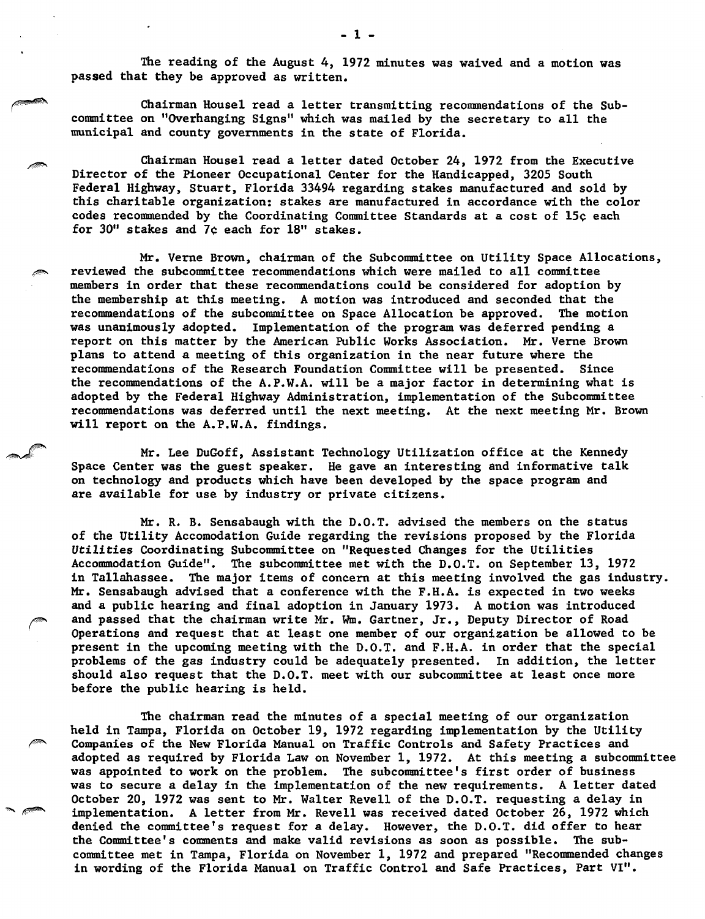The reading of the August 4, 1972 minutes was waived and a motion was passed that they be approved as written.

Chairman Housel read a letter transmitting recommendations of the Subcommittee on "Overhanging Signs" which was mailed by the secretary to all the municipal and county governments in the state of Florida.

Chairman Housel read a letter dated October 24, 1972 from the Executive Director of the Pioneer Occupational Center for the Handicapped, 3205 South Federal Highway, Stuart, Florida 33494 regarding stakes manufactured and sold by this charitable organization: stakes are manufactured in accordance with the color codes recommended by the Coordinating Committee Standards at a cost of 15¢ each for 30" stakes and 7¢ each for 18" stakes.

Mr. Verne Brown, chairman of the Subcommittee on Utility Space Allocations, reviewed the subcommittee recommendations which were mailed to all committee members in order that these recommendations could be considered for adoption by the membership at this meeting. A motion was introduced and seconded that the recommendations of the subcommittee on Space Allocation be approved. The motion was unanimously adopted. Implementation of the program was deferred pending a report on this matter by the American Public Works Association. Mr. Verne Brown plans to attend a meeting of this organization in the near future where the recommendations of the Research Foundation Committee will be presented. Since the recommendations of the A.P.W.A. will be a major factor in determining what is adopted by the Federal Highway Administration, implementation of the Subcommittee recommendations was deferred until the next meeting. At the next meeting Mr. Brown will report on the A.P.W.A. findings.

Mr. Lee DuGoff, Assistant Technology Utilization office at the Kennedy Space Center was the guest speaker. He gave an interesting and informative talk on technology and products which have been developed by the space program and are available for use by industry or private citizens.

Mr. R. B. Sensabaugh with the D.O.T. advised the members on the status of the Utility Accomodation Guide regarding the revisions proposed by the Florida *Utilities* Coordinating Subcommittee on "Requested Changes for the Utilities Accommodation Guide". The subcommittee met with the D.O.T. on September 13, 1972 in Tallahassee. The major items of concern at this meeting involved the gas industry. Mr. Sensabaugh advised that a conference with the F.H.A. is expected in two weeks and a public hearing and final adoption in January 1973. A motion was introduced and passed that the chairman write Mr. Wm. Gartner, Jr., Deputy Director of Road Operations and request that at least one member of our organization be allowed to be present in the upcoming meeting with the D.O.T. and F.H.A. in order that the special problems of the gas industry could be adequately presented. In addition, the letter should also request that the D.O.T. meet with our subcommittee at least once more before the public hearing is held.

The chairman read the minutes of a special meeting of our organization held in Tampa, Florida on October 19, 1972 regarding implementation by the Utility Companies of the New Florida Manual on Traffic Controls and Safety Practices and adopted as required by Florida Law on November 1, 1972. At this meeting a subcommittee was appointed to work on the problem. The subcommittee's first order of business was to secure a delay in the implementation of the new requirements. A letter dated October 20, 1972 was sent to Mr. Walter Revell of the D.O.T. requesting a delay in implementation. A letter from Mr. Revell was received dated October 26, 1972 which denied the committee's request for a delay. However, the D.O.T. did offer to hear the Committee's comments and make valid revisions as soon as possible. The subcommittee met in Tampa, Florida on November 1, 1972 and prepared "Recommended changes in wording of the Florida Manual on Traffic Control and Safe Practices, Part VI".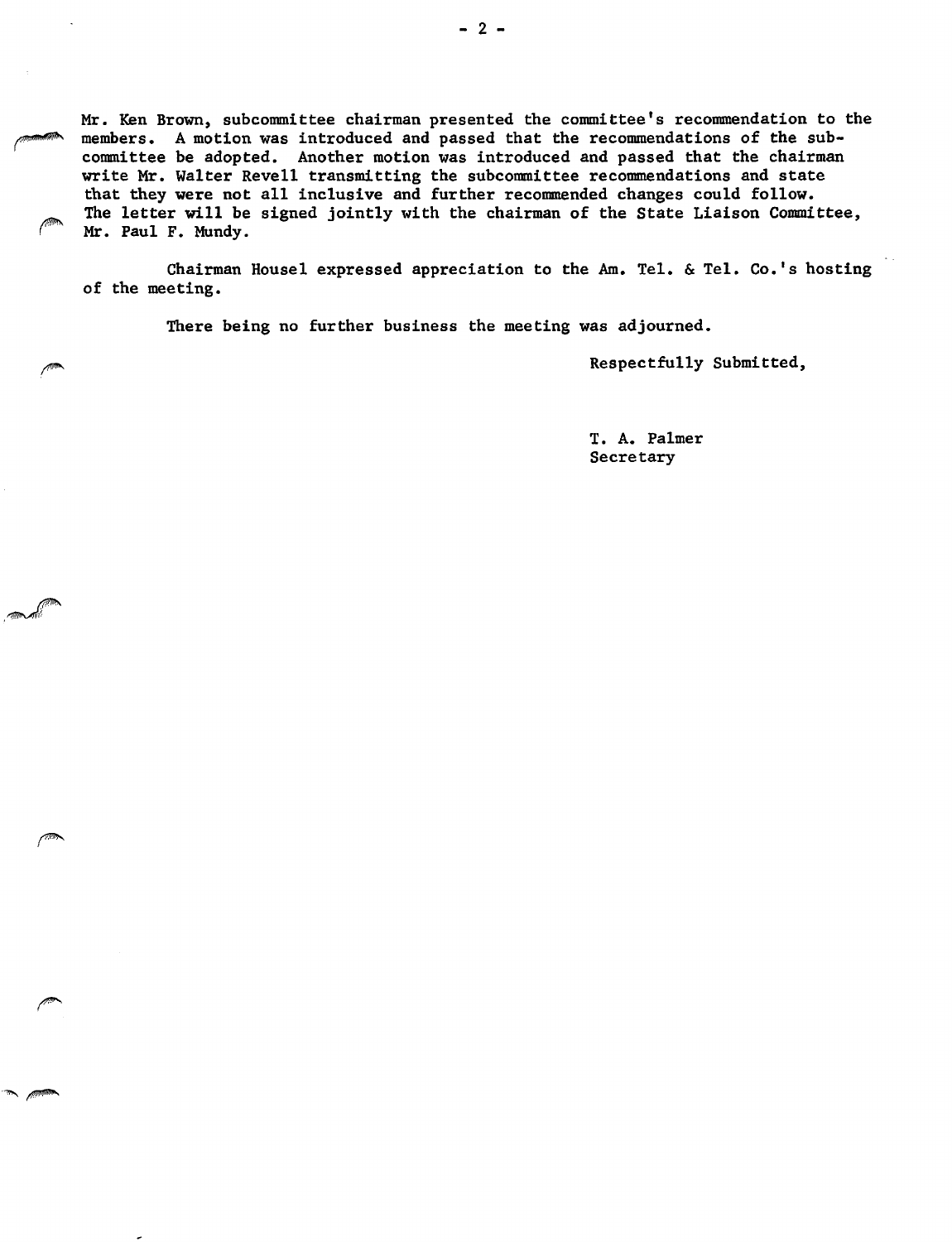Mr. Ken Brown, subcommittee chairman presented the committee's recommendation to the members. A motion was introduced and passed that the recommendations of the subcommittee be adopted. Another motion was introduced and passed that the chairman write Mr. Walter Revell transmitting the subcommittee recommendations and state that they were not all inclusive and further recommended changes could follow. The letter will be signed jointly with the chairman of the State Liaison Committee, Mr. Paul F. Mundy.

Chairman Housel expressed appreciation to the Am. Tel. & Tel. Co.'s hosting of the meeting.

There being no further business the meeting was adjourned.

Respectfully Submitted,

T. A. Palmer
Secretary